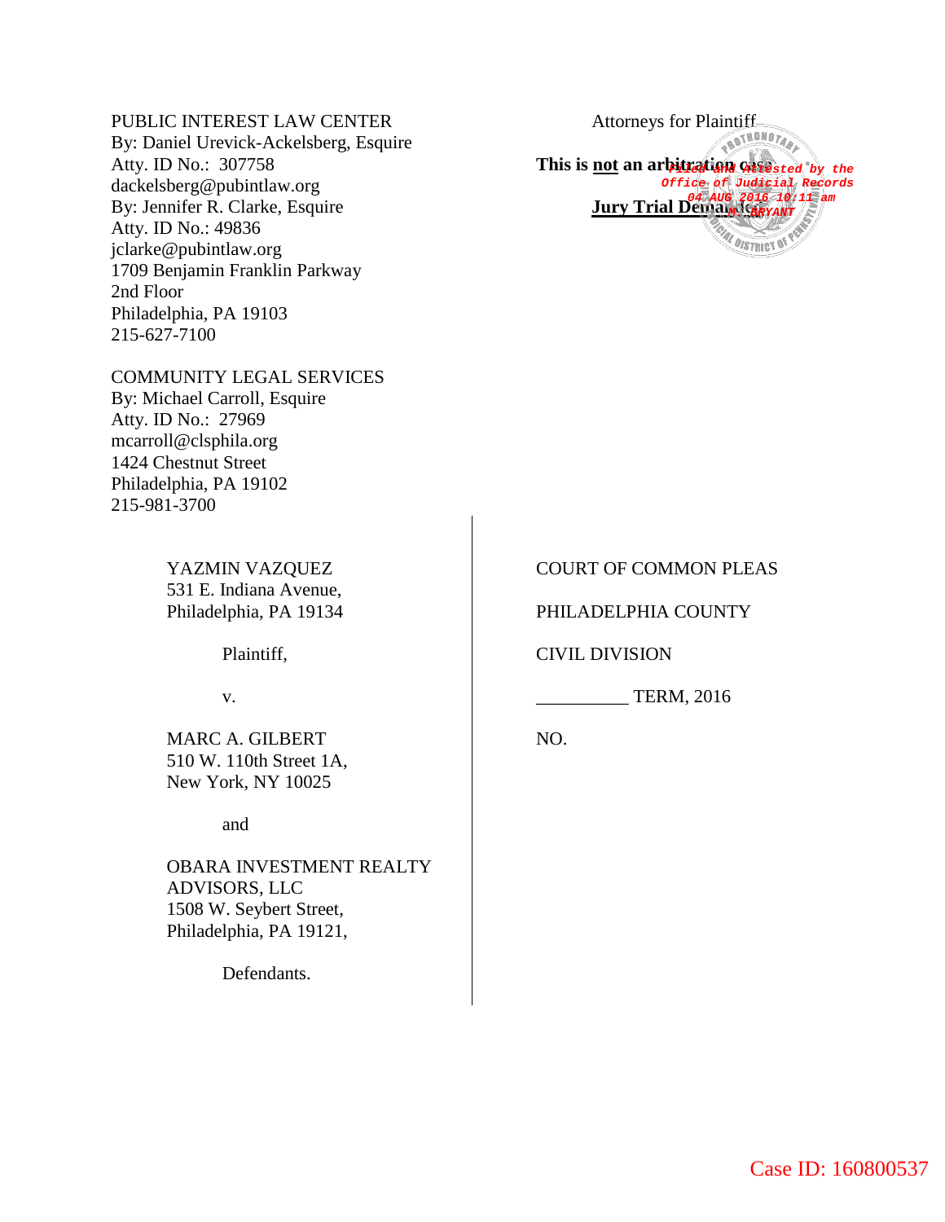PUBLIC INTEREST LAW CENTER
By: Daniel Urevick-Ackelsberg, Esquire
Atty. ID No.: 307758
dackelsberg@pubintlaw.org
By: Jennifer R. Clarke, Esquire
Atty. ID No.: 49836
jclarke@pubintlaw.org
1709 Benjamin Franklin Parkway
2nd Floor
Philadelphia, PA 19103
215-627-7100

Attorneys for Plaintiff

**This is not an arbitration case**

**Jury Trial Demanded**

Filed and Attested by the Office of Judicial Records 04 AUG 2016 10:11 am M. BRYANT

COMMUNITY LEGAL SERVICES
By: Michael Carroll, Esquire
Atty. ID No.: 27969
mcarroll@clsphila.org
1424 Chestnut Street
Philadelphia, PA 19102
215-981-3700

| | |
|---|---|
| YAZMIN VAZQUEZ<br>531 E. Indiana Avenue,<br>Philadelphia, PA 19134<br><br>Plaintiff,<br><br>v.<br><br>MARC A. GILBERT<br>510 W. 110th Street 1A,<br>New York, NY 10025<br><br>and<br><br>OBARA INVESTMENT REALTY ADVISORS, LLC<br>1508 W. Seybert Street,<br>Philadelphia, PA 19121,<br><br>Defendants. | COURT OF COMMON PLEAS<br><br>PHILADELPHIA COUNTY<br><br>CIVIL DIVISION<br><br>__________ TERM, 2016<br><br>NO. |

Case ID: 160800537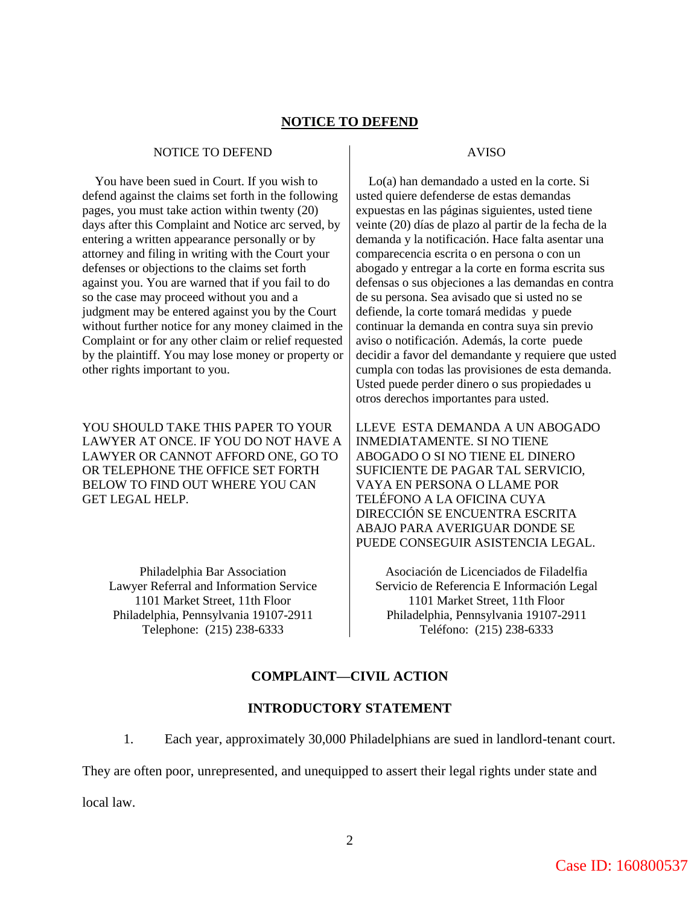## NOTICE TO DEFEND

NOTICE TO DEFEND

You have been sued in Court. If you wish to defend against the claims set forth in the following pages, you must take action within twenty (20) days after this Complaint and Notice arc served, by entering a written appearance personally or by attorney and filing in writing with the Court your defenses or objections to the claims set forth against you. You are warned that if you fail to do so the case may proceed without you and a judgment may be entered against you by the Court without further notice for any money claimed in the Complaint or for any other claim or relief requested by the plaintiff. You may lose money or property or other rights important to you.

YOU SHOULD TAKE THIS PAPER TO YOUR LAWYER AT ONCE. IF YOU DO NOT HAVE A LAWYER OR CANNOT AFFORD ONE, GO TO OR TELEPHONE THE OFFICE SET FORTH BELOW TO FIND OUT WHERE YOU CAN GET LEGAL HELP.

Philadelphia Bar Association
Lawyer Referral and Information Service
1101 Market Street, 11th Floor
Philadelphia, Pennsylvania 19107-2911
Telephone: (215) 238-6333

AVISO

Lo(a) han demandado a usted en la corte. Si usted quiere defenderse de estas demandas expuestas en las páginas siguientes, usted tiene veinte (20) días de plazo al partir de la fecha de la demanda y la notificación. Hace falta asentar una comparecencia escrita o en persona o con un abogado y entregar a la corte en forma escrita sus defensas o sus objeciones a las demandas en contra de su persona. Sea avisado que si usted no se defiende, la corte tomará medidas y puede continuar la demanda en contra suya sin previo aviso o notificación. Además, la corte puede decidir a favor del demandante y requiere que usted cumpla con todas las provisiones de esta demanda. Usted puede perder dinero o sus propiedades u otros derechos importantes para usted.

LLEVE ESTA DEMANDA A UN ABOGADO INMEDIATAMENTE. SI NO TIENE ABOGADO O SI NO TIENE EL DINERO SUFICIENTE DE PAGAR TAL SERVICIO, VAYA EN PERSONA O LLAME POR TELÉFONO A LA OFICINA CUYA DIRECCIÓN SE ENCUENTRA ESCRITA ABAJO PARA AVERIGUAR DONDE SE PUEDE CONSEGUIR ASISTENCIA LEGAL.

Asociación de Licenciados de Filadelfia
Servicio de Referencia E Información Legal
1101 Market Street, 11th Floor
Philadelphia, Pennsylvania 19107-2911
Teléfono: (215) 238-6333

### COMPLAINT—CIVIL ACTION

### INTRODUCTORY STATEMENT

1. Each year, approximately 30,000 Philadelphians are sued in landlord-tenant court. They are often poor, unrepresented, and unequipped to assert their legal rights under state and local law.

Case ID: 160800537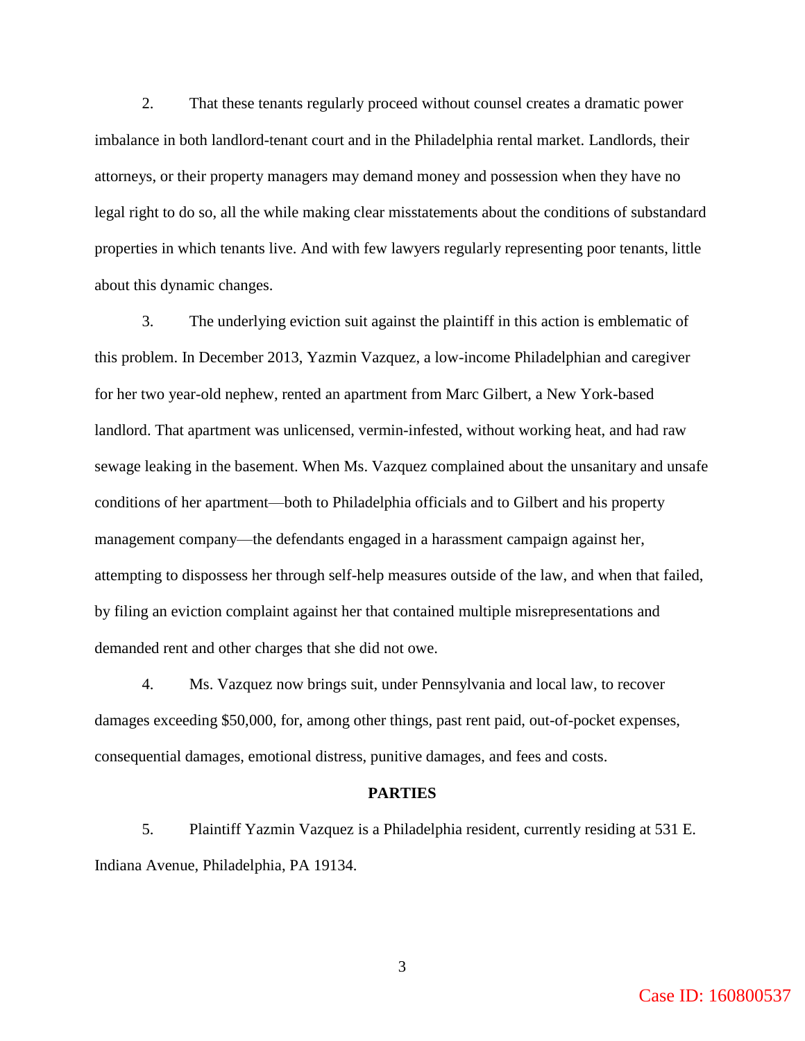2. That these tenants regularly proceed without counsel creates a dramatic power imbalance in both landlord-tenant court and in the Philadelphia rental market. Landlords, their attorneys, or their property managers may demand money and possession when they have no legal right to do so, all the while making clear misstatements about the conditions of substandard properties in which tenants live. And with few lawyers regularly representing poor tenants, little about this dynamic changes.

3. The underlying eviction suit against the plaintiff in this action is emblematic of this problem. In December 2013, Yazmin Vazquez, a low-income Philadelphian and caregiver for her two year-old nephew, rented an apartment from Marc Gilbert, a New York-based landlord. That apartment was unlicensed, vermin-infested, without working heat, and had raw sewage leaking in the basement. When Ms. Vazquez complained about the unsanitary and unsafe conditions of her apartment—both to Philadelphia officials and to Gilbert and his property management company—the defendants engaged in a harassment campaign against her, attempting to dispossess her through self-help measures outside of the law, and when that failed, by filing an eviction complaint against her that contained multiple misrepresentations and demanded rent and other charges that she did not owe.

4. Ms. Vazquez now brings suit, under Pennsylvania and local law, to recover damages exceeding $50,000, for, among other things, past rent paid, out-of-pocket expenses, consequential damages, emotional distress, punitive damages, and fees and costs.

**PARTIES**

5. Plaintiff Yazmin Vazquez is a Philadelphia resident, currently residing at 531 E. Indiana Avenue, Philadelphia, PA 19134.

Case ID: 160800537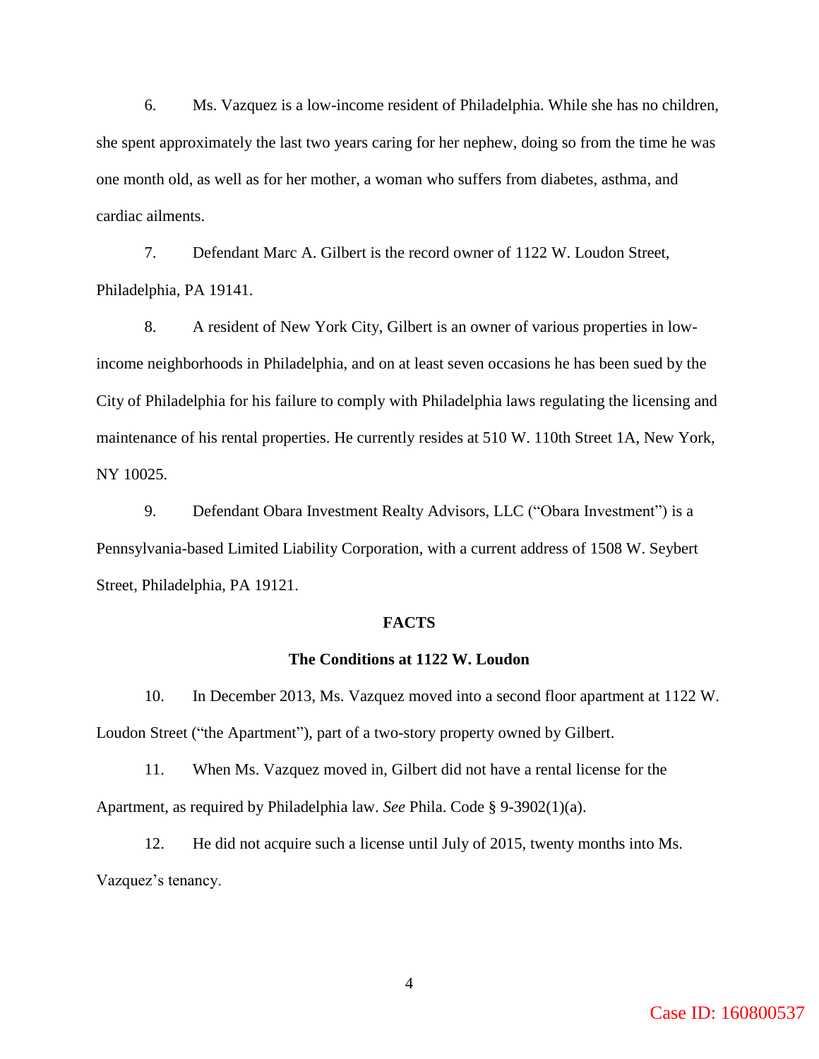6. Ms. Vazquez is a low-income resident of Philadelphia. While she has no children, she spent approximately the last two years caring for her nephew, doing so from the time he was one month old, as well as for her mother, a woman who suffers from diabetes, asthma, and cardiac ailments.

7. Defendant Marc A. Gilbert is the record owner of 1122 W. Loudon Street, Philadelphia, PA 19141.

8. A resident of New York City, Gilbert is an owner of various properties in low-income neighborhoods in Philadelphia, and on at least seven occasions he has been sued by the City of Philadelphia for his failure to comply with Philadelphia laws regulating the licensing and maintenance of his rental properties. He currently resides at 510 W. 110th Street 1A, New York, NY 10025.

9. Defendant Obara Investment Realty Advisors, LLC ("Obara Investment") is a Pennsylvania-based Limited Liability Corporation, with a current address of 1508 W. Seybert Street, Philadelphia, PA 19121.

## FACTS

### The Conditions at 1122 W. Loudon

10. In December 2013, Ms. Vazquez moved into a second floor apartment at 1122 W. Loudon Street ("the Apartment"), part of a two-story property owned by Gilbert.

11. When Ms. Vazquez moved in, Gilbert did not have a rental license for the Apartment, as required by Philadelphia law. *See* Phila. Code § 9-3902(1)(a).

12. He did not acquire such a license until July of 2015, twenty months into Ms. Vazquez's tenancy.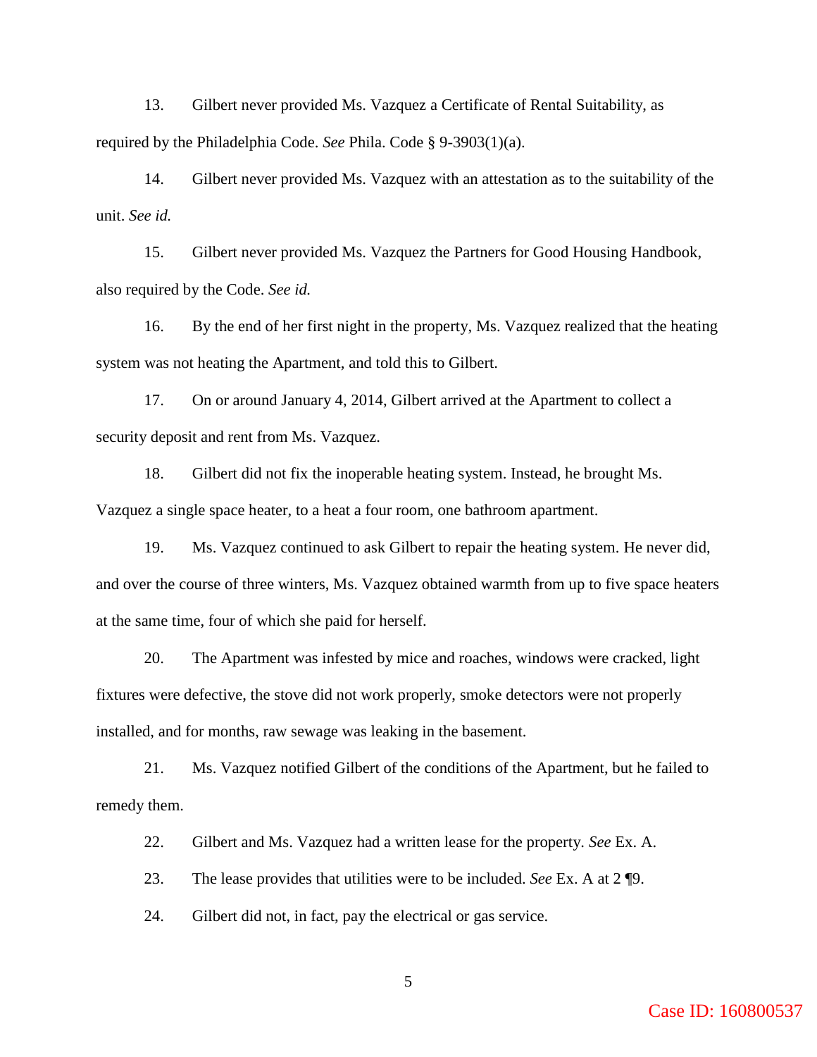13. Gilbert never provided Ms. Vazquez a Certificate of Rental Suitability, as required by the Philadelphia Code. *See* Phila. Code § 9-3903(1)(a).

14. Gilbert never provided Ms. Vazquez with an attestation as to the suitability of the unit. *See id.*

15. Gilbert never provided Ms. Vazquez the Partners for Good Housing Handbook, also required by the Code. *See id.*

16. By the end of her first night in the property, Ms. Vazquez realized that the heating system was not heating the Apartment, and told this to Gilbert.

17. On or around January 4, 2014, Gilbert arrived at the Apartment to collect a security deposit and rent from Ms. Vazquez.

18. Gilbert did not fix the inoperable heating system. Instead, he brought Ms. Vazquez a single space heater, to a heat a four room, one bathroom apartment.

19. Ms. Vazquez continued to ask Gilbert to repair the heating system. He never did, and over the course of three winters, Ms. Vazquez obtained warmth from up to five space heaters at the same time, four of which she paid for herself.

20. The Apartment was infested by mice and roaches, windows were cracked, light fixtures were defective, the stove did not work properly, smoke detectors were not properly installed, and for months, raw sewage was leaking in the basement.

21. Ms. Vazquez notified Gilbert of the conditions of the Apartment, but he failed to remedy them.

22. Gilbert and Ms. Vazquez had a written lease for the property. *See* Ex. A.

23. The lease provides that utilities were to be included. *See* Ex. A at 2 ¶9.

24. Gilbert did not, in fact, pay the electrical or gas service.

Case ID: 160800537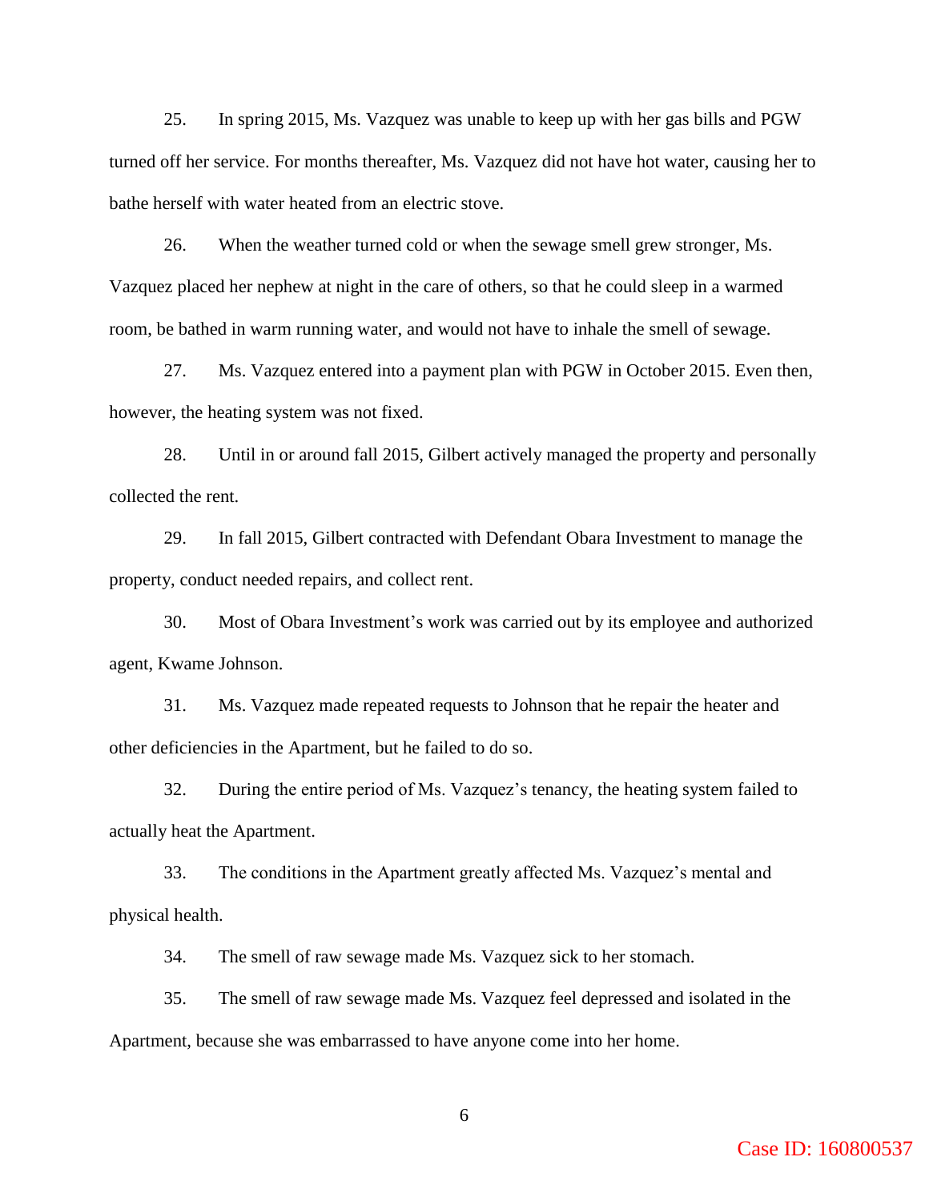25. In spring 2015, Ms. Vazquez was unable to keep up with her gas bills and PGW turned off her service. For months thereafter, Ms. Vazquez did not have hot water, causing her to bathe herself with water heated from an electric stove.

26. When the weather turned cold or when the sewage smell grew stronger, Ms. Vazquez placed her nephew at night in the care of others, so that he could sleep in a warmed room, be bathed in warm running water, and would not have to inhale the smell of sewage.

27. Ms. Vazquez entered into a payment plan with PGW in October 2015. Even then, however, the heating system was not fixed.

28. Until in or around fall 2015, Gilbert actively managed the property and personally collected the rent.

29. In fall 2015, Gilbert contracted with Defendant Obara Investment to manage the property, conduct needed repairs, and collect rent.

30. Most of Obara Investment's work was carried out by its employee and authorized agent, Kwame Johnson.

31. Ms. Vazquez made repeated requests to Johnson that he repair the heater and other deficiencies in the Apartment, but he failed to do so.

32. During the entire period of Ms. Vazquez's tenancy, the heating system failed to actually heat the Apartment.

33. The conditions in the Apartment greatly affected Ms. Vazquez's mental and physical health.

34. The smell of raw sewage made Ms. Vazquez sick to her stomach.

35. The smell of raw sewage made Ms. Vazquez feel depressed and isolated in the Apartment, because she was embarrassed to have anyone come into her home.

Case ID: 160800537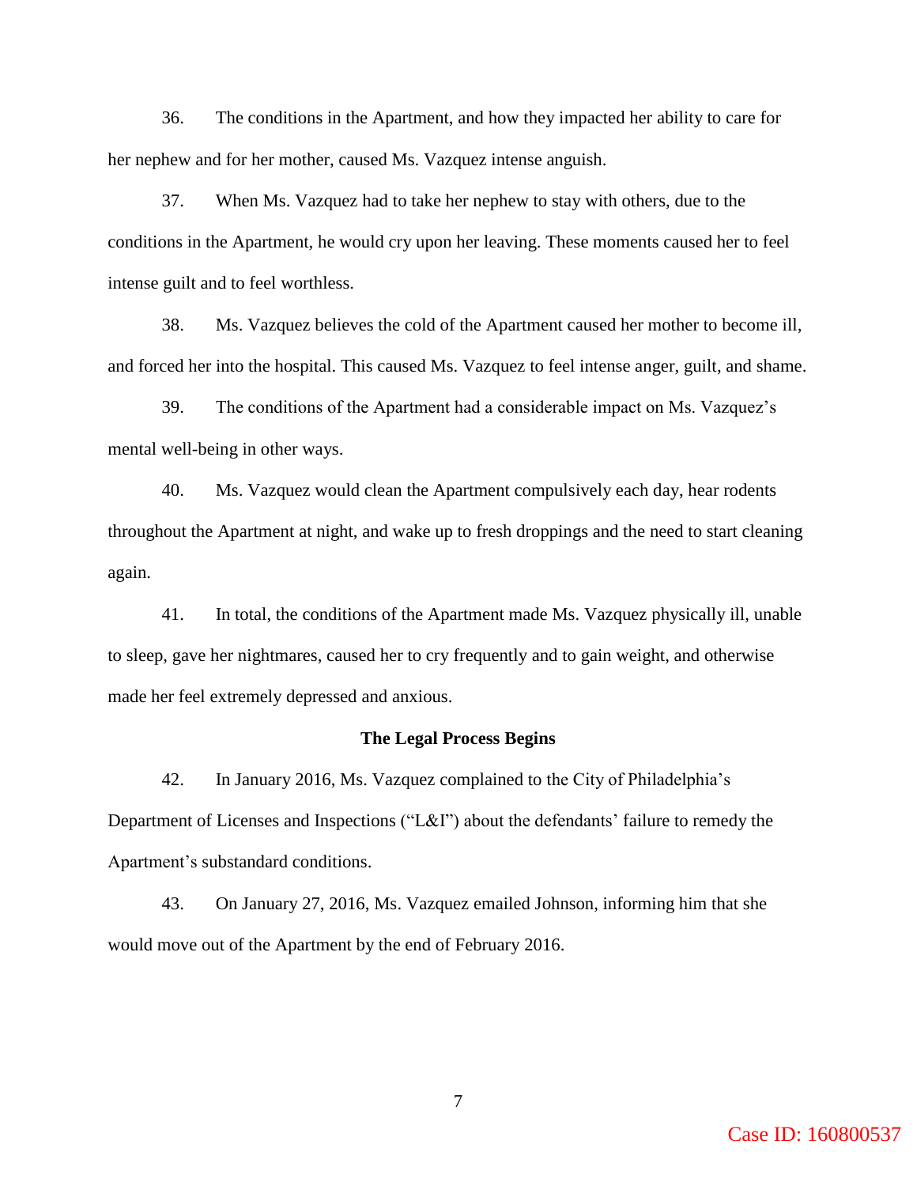36. The conditions in the Apartment, and how they impacted her ability to care for her nephew and for her mother, caused Ms. Vazquez intense anguish.

37. When Ms. Vazquez had to take her nephew to stay with others, due to the conditions in the Apartment, he would cry upon her leaving. These moments caused her to feel intense guilt and to feel worthless.

38. Ms. Vazquez believes the cold of the Apartment caused her mother to become ill, and forced her into the hospital. This caused Ms. Vazquez to feel intense anger, guilt, and shame.

39. The conditions of the Apartment had a considerable impact on Ms. Vazquez's mental well-being in other ways.

40. Ms. Vazquez would clean the Apartment compulsively each day, hear rodents throughout the Apartment at night, and wake up to fresh droppings and the need to start cleaning again.

41. In total, the conditions of the Apartment made Ms. Vazquez physically ill, unable to sleep, gave her nightmares, caused her to cry frequently and to gain weight, and otherwise made her feel extremely depressed and anxious.

**The Legal Process Begins**

42. In January 2016, Ms. Vazquez complained to the City of Philadelphia's Department of Licenses and Inspections ("L&I") about the defendants' failure to remedy the Apartment's substandard conditions.

43. On January 27, 2016, Ms. Vazquez emailed Johnson, informing him that she would move out of the Apartment by the end of February 2016.

Case ID: 160800537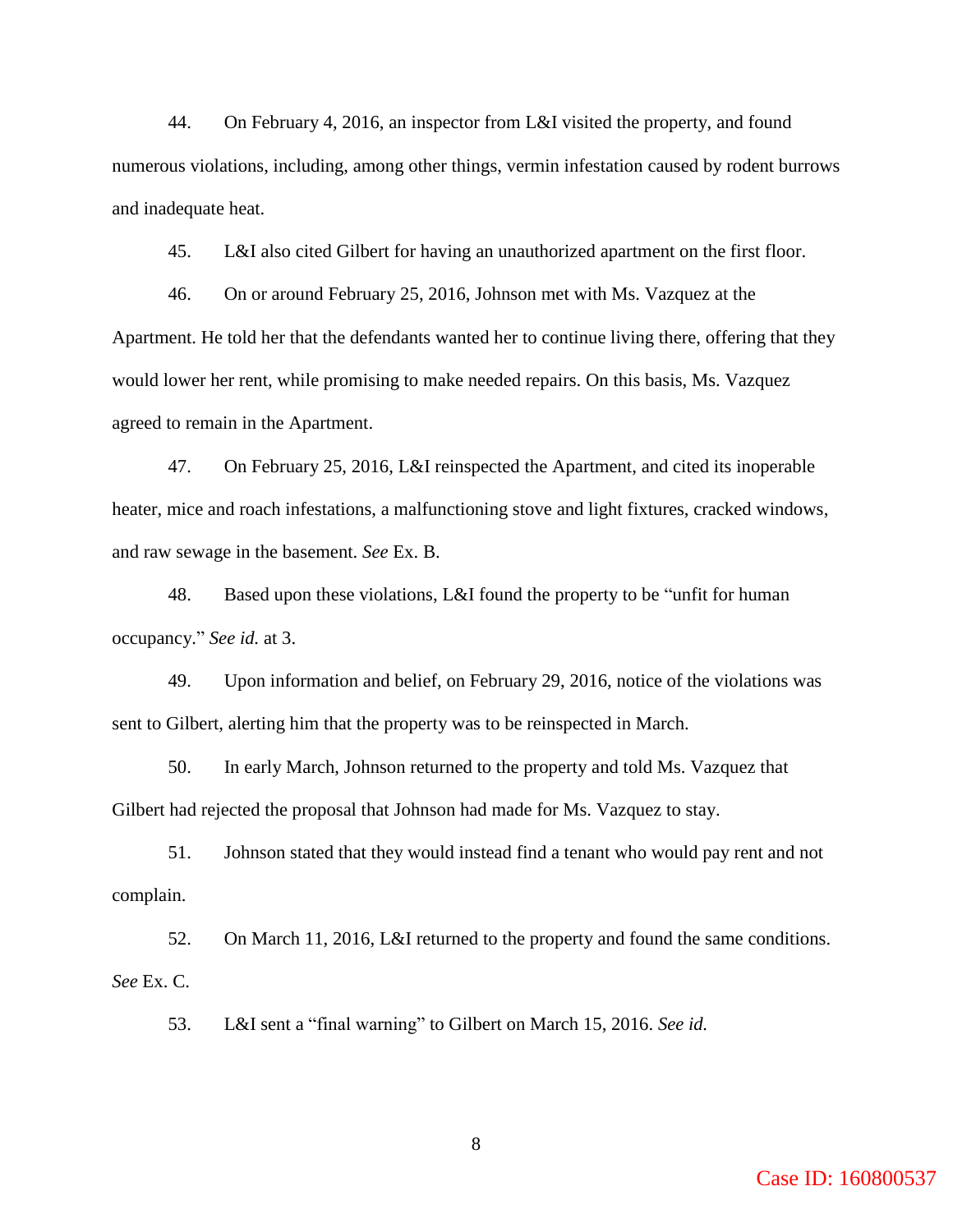44. On February 4, 2016, an inspector from L&I visited the property, and found numerous violations, including, among other things, vermin infestation caused by rodent burrows and inadequate heat.

45. L&I also cited Gilbert for having an unauthorized apartment on the first floor.

46. On or around February 25, 2016, Johnson met with Ms. Vazquez at the Apartment. He told her that the defendants wanted her to continue living there, offering that they would lower her rent, while promising to make needed repairs. On this basis, Ms. Vazquez agreed to remain in the Apartment.

47. On February 25, 2016, L&I reinspected the Apartment, and cited its inoperable heater, mice and roach infestations, a malfunctioning stove and light fixtures, cracked windows, and raw sewage in the basement. *See* Ex. B.

48. Based upon these violations, L&I found the property to be "unfit for human occupancy." *See id.* at 3.

49. Upon information and belief, on February 29, 2016, notice of the violations was sent to Gilbert, alerting him that the property was to be reinspected in March.

50. In early March, Johnson returned to the property and told Ms. Vazquez that Gilbert had rejected the proposal that Johnson had made for Ms. Vazquez to stay.

51. Johnson stated that they would instead find a tenant who would pay rent and not complain.

52. On March 11, 2016, L&I returned to the property and found the same conditions. *See* Ex. C.

53. L&I sent a "final warning" to Gilbert on March 15, 2016. *See id.*

Case ID: 160800537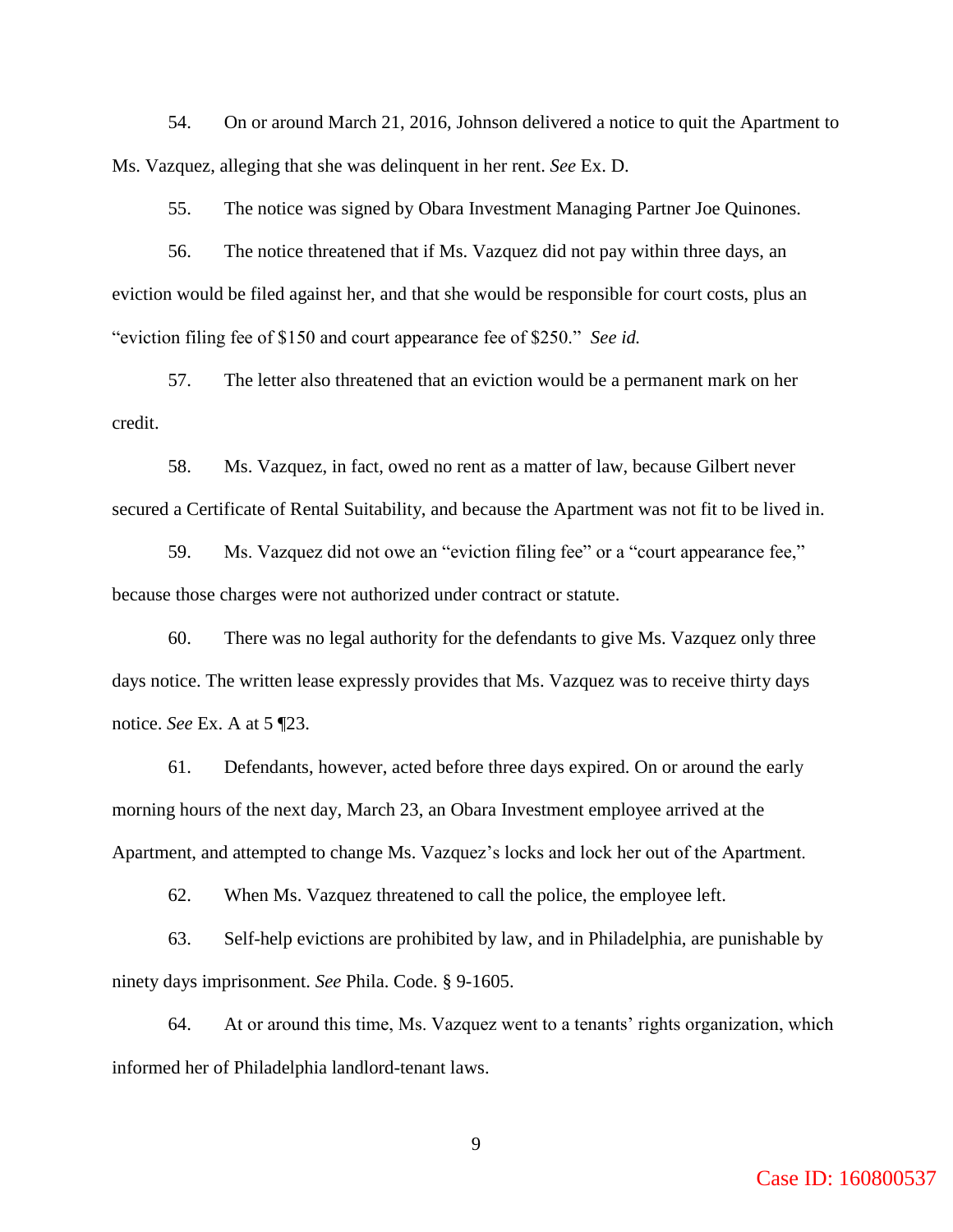54. On or around March 21, 2016, Johnson delivered a notice to quit the Apartment to Ms. Vazquez, alleging that she was delinquent in her rent. *See* Ex. D.

55. The notice was signed by Obara Investment Managing Partner Joe Quinones.

56. The notice threatened that if Ms. Vazquez did not pay within three days, an eviction would be filed against her, and that she would be responsible for court costs, plus an "eviction filing fee of $150 and court appearance fee of $250." *See id.*

57. The letter also threatened that an eviction would be a permanent mark on her credit.

58. Ms. Vazquez, in fact, owed no rent as a matter of law, because Gilbert never secured a Certificate of Rental Suitability, and because the Apartment was not fit to be lived in.

59. Ms. Vazquez did not owe an "eviction filing fee" or a "court appearance fee," because those charges were not authorized under contract or statute.

60. There was no legal authority for the defendants to give Ms. Vazquez only three days notice. The written lease expressly provides that Ms. Vazquez was to receive thirty days notice. *See* Ex. A at 5 ¶23.

61. Defendants, however, acted before three days expired. On or around the early morning hours of the next day, March 23, an Obara Investment employee arrived at the Apartment, and attempted to change Ms. Vazquez's locks and lock her out of the Apartment.

62. When Ms. Vazquez threatened to call the police, the employee left.

63. Self-help evictions are prohibited by law, and in Philadelphia, are punishable by ninety days imprisonment. *See* Phila. Code. § 9-1605.

64. At or around this time, Ms. Vazquez went to a tenants' rights organization, which informed her of Philadelphia landlord-tenant laws.

Case ID: 160800537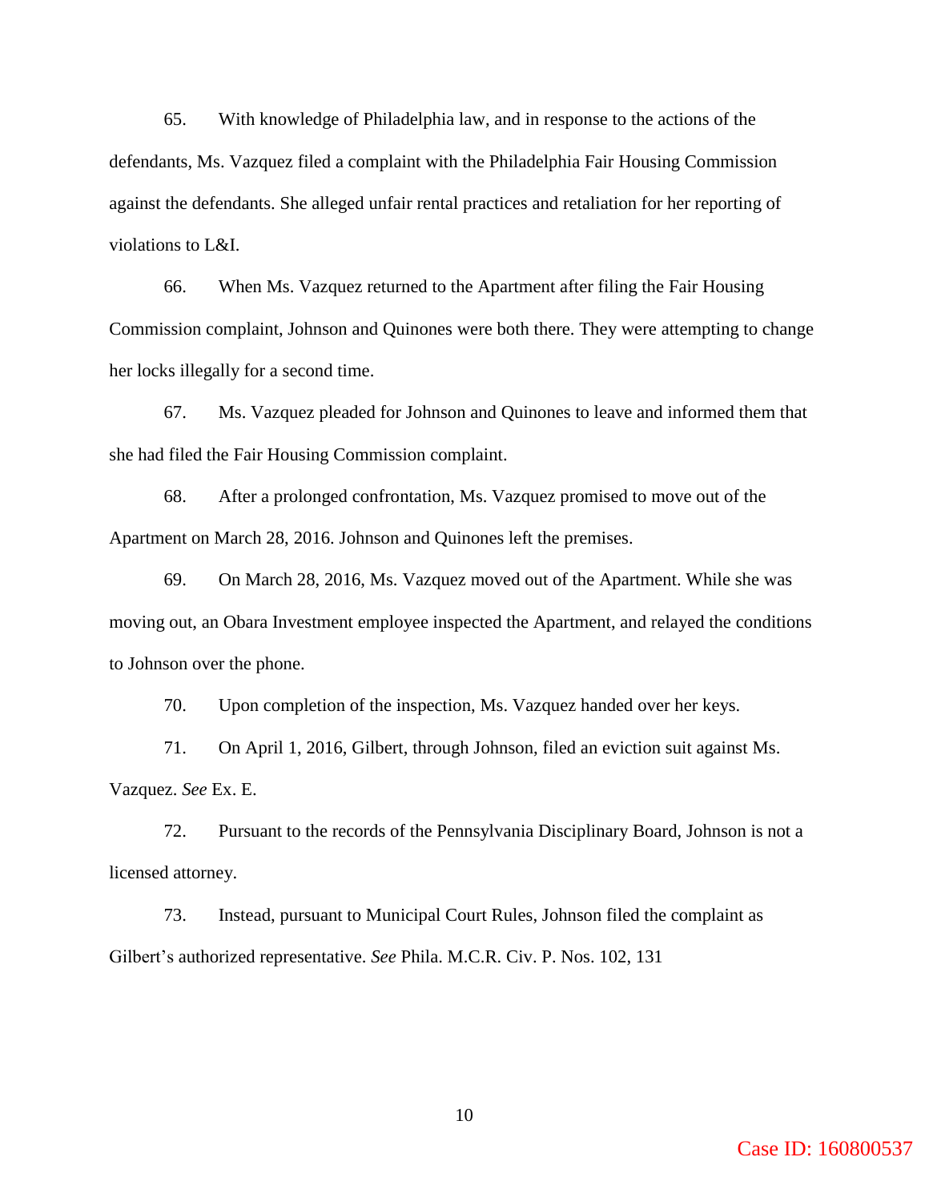65. With knowledge of Philadelphia law, and in response to the actions of the defendants, Ms. Vazquez filed a complaint with the Philadelphia Fair Housing Commission against the defendants. She alleged unfair rental practices and retaliation for her reporting of violations to L&I.

66. When Ms. Vazquez returned to the Apartment after filing the Fair Housing Commission complaint, Johnson and Quinones were both there. They were attempting to change her locks illegally for a second time.

67. Ms. Vazquez pleaded for Johnson and Quinones to leave and informed them that she had filed the Fair Housing Commission complaint.

68. After a prolonged confrontation, Ms. Vazquez promised to move out of the Apartment on March 28, 2016. Johnson and Quinones left the premises.

69. On March 28, 2016, Ms. Vazquez moved out of the Apartment. While she was moving out, an Obara Investment employee inspected the Apartment, and relayed the conditions to Johnson over the phone.

70. Upon completion of the inspection, Ms. Vazquez handed over her keys.

71. On April 1, 2016, Gilbert, through Johnson, filed an eviction suit against Ms. Vazquez. *See* Ex. E.

72. Pursuant to the records of the Pennsylvania Disciplinary Board, Johnson is not a licensed attorney.

73. Instead, pursuant to Municipal Court Rules, Johnson filed the complaint as Gilbert's authorized representative. *See* Phila. M.C.R. Civ. P. Nos. 102, 131

Case ID: 160800537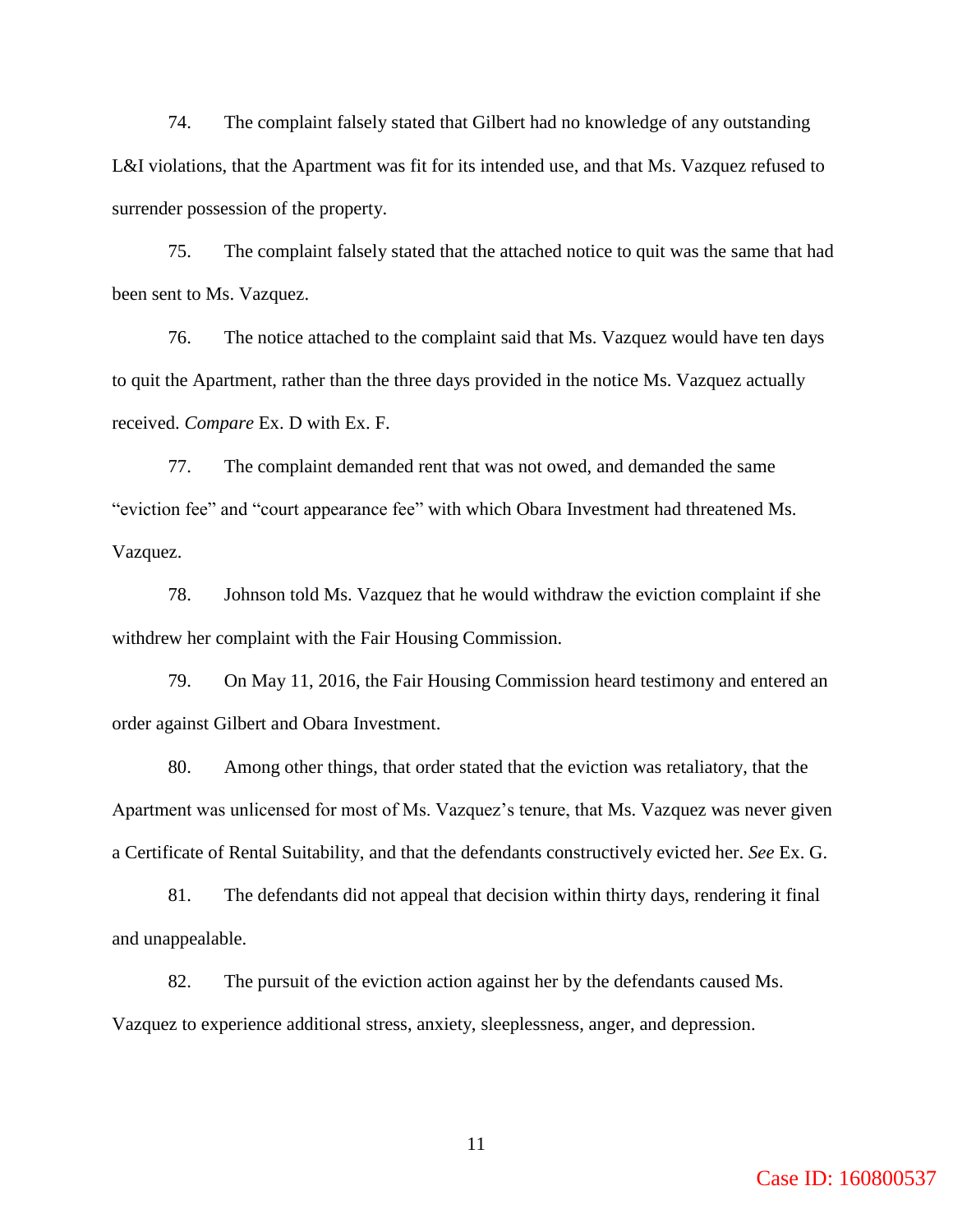74. The complaint falsely stated that Gilbert had no knowledge of any outstanding L&I violations, that the Apartment was fit for its intended use, and that Ms. Vazquez refused to surrender possession of the property.

75. The complaint falsely stated that the attached notice to quit was the same that had been sent to Ms. Vazquez.

76. The notice attached to the complaint said that Ms. Vazquez would have ten days to quit the Apartment, rather than the three days provided in the notice Ms. Vazquez actually received. *Compare* Ex. D with Ex. F.

77. The complaint demanded rent that was not owed, and demanded the same "eviction fee" and "court appearance fee" with which Obara Investment had threatened Ms. Vazquez.

78. Johnson told Ms. Vazquez that he would withdraw the eviction complaint if she withdrew her complaint with the Fair Housing Commission.

79. On May 11, 2016, the Fair Housing Commission heard testimony and entered an order against Gilbert and Obara Investment.

80. Among other things, that order stated that the eviction was retaliatory, that the Apartment was unlicensed for most of Ms. Vazquez's tenure, that Ms. Vazquez was never given a Certificate of Rental Suitability, and that the defendants constructively evicted her. *See* Ex. G.

81. The defendants did not appeal that decision within thirty days, rendering it final and unappealable.

82. The pursuit of the eviction action against her by the defendants caused Ms. Vazquez to experience additional stress, anxiety, sleeplessness, anger, and depression.

Case ID: 160800537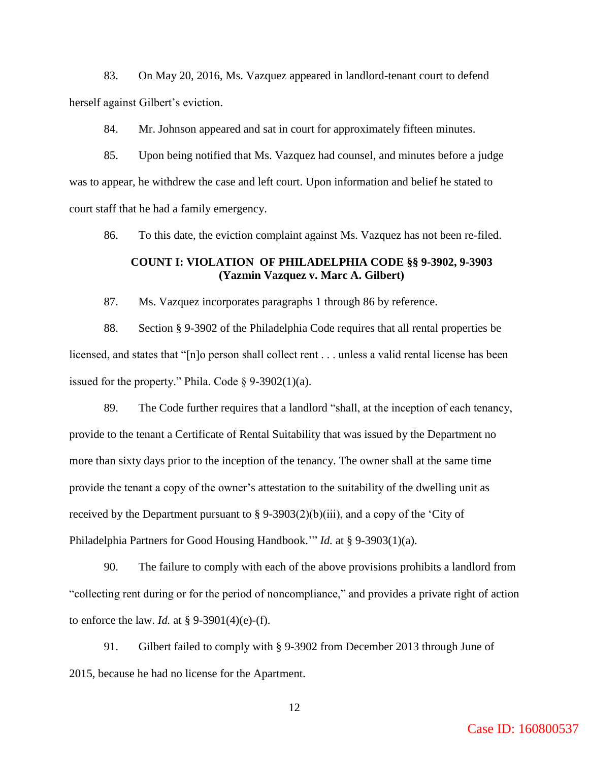83. On May 20, 2016, Ms. Vazquez appeared in landlord-tenant court to defend herself against Gilbert's eviction.

84. Mr. Johnson appeared and sat in court for approximately fifteen minutes.

85. Upon being notified that Ms. Vazquez had counsel, and minutes before a judge was to appear, he withdrew the case and left court. Upon information and belief he stated to court staff that he had a family emergency.

86. To this date, the eviction complaint against Ms. Vazquez has not been re-filed.

**COUNT I: VIOLATION OF PHILADELPHIA CODE §§ 9-3902, 9-3903**
**(Yazmin Vazquez v. Marc A. Gilbert)**

87. Ms. Vazquez incorporates paragraphs 1 through 86 by reference.

88. Section § 9-3902 of the Philadelphia Code requires that all rental properties be licensed, and states that "[n]o person shall collect rent . . . unless a valid rental license has been issued for the property." Phila. Code § 9-3902(1)(a).

89. The Code further requires that a landlord "shall, at the inception of each tenancy, provide to the tenant a Certificate of Rental Suitability that was issued by the Department no more than sixty days prior to the inception of the tenancy. The owner shall at the same time provide the tenant a copy of the owner's attestation to the suitability of the dwelling unit as received by the Department pursuant to § 9-3903(2)(b)(iii), and a copy of the 'City of Philadelphia Partners for Good Housing Handbook.'" *Id.* at § 9-3903(1)(a).

90. The failure to comply with each of the above provisions prohibits a landlord from "collecting rent during or for the period of noncompliance," and provides a private right of action to enforce the law. *Id.* at § 9-3901(4)(e)-(f).

91. Gilbert failed to comply with § 9-3902 from December 2013 through June of 2015, because he had no license for the Apartment.

Case ID: 160800537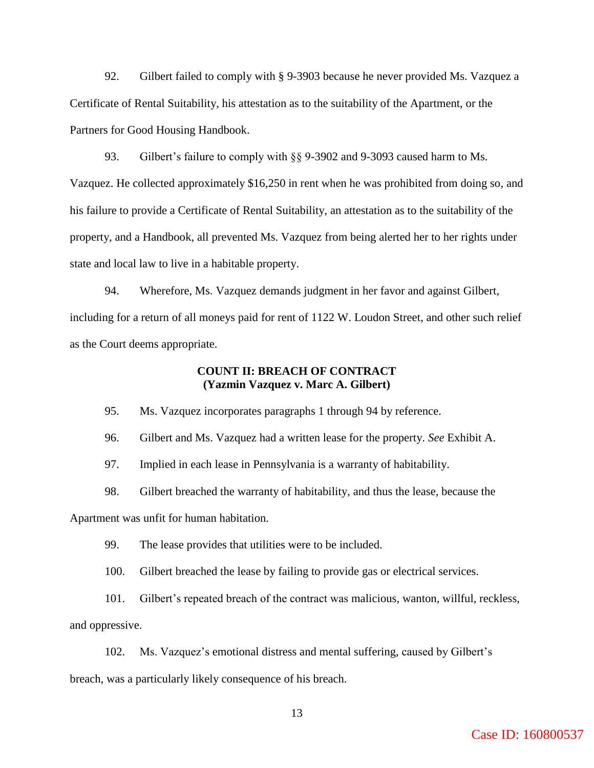92. Gilbert failed to comply with § 9-3903 because he never provided Ms. Vazquez a Certificate of Rental Suitability, his attestation as to the suitability of the Apartment, or the Partners for Good Housing Handbook.

93. Gilbert's failure to comply with §§ 9-3902 and 9-3093 caused harm to Ms. Vazquez. He collected approximately $16,250 in rent when he was prohibited from doing so, and his failure to provide a Certificate of Rental Suitability, an attestation as to the suitability of the property, and a Handbook, all prevented Ms. Vazquez from being alerted her to her rights under state and local law to live in a habitable property.

94. Wherefore, Ms. Vazquez demands judgment in her favor and against Gilbert, including for a return of all moneys paid for rent of 1122 W. Loudon Street, and other such relief as the Court deems appropriate.

**COUNT II: BREACH OF CONTRACT**
**(Yazmin Vazquez v. Marc A. Gilbert)**

95. Ms. Vazquez incorporates paragraphs 1 through 94 by reference.

96. Gilbert and Ms. Vazquez had a written lease for the property. *See* Exhibit A.

97. Implied in each lease in Pennsylvania is a warranty of habitability.

98. Gilbert breached the warranty of habitability, and thus the lease, because the Apartment was unfit for human habitation.

99. The lease provides that utilities were to be included.

100. Gilbert breached the lease by failing to provide gas or electrical services.

101. Gilbert's repeated breach of the contract was malicious, wanton, willful, reckless, and oppressive.

102. Ms. Vazquez's emotional distress and mental suffering, caused by Gilbert's breach, was a particularly likely consequence of his breach.

Case ID: 160800537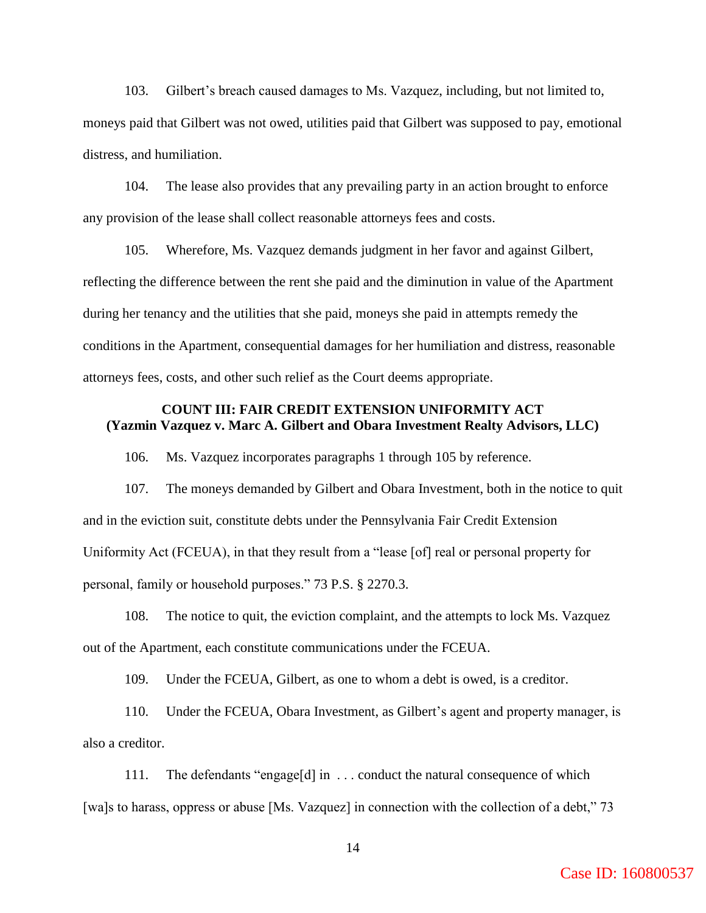103. Gilbert's breach caused damages to Ms. Vazquez, including, but not limited to, moneys paid that Gilbert was not owed, utilities paid that Gilbert was supposed to pay, emotional distress, and humiliation.

104. The lease also provides that any prevailing party in an action brought to enforce any provision of the lease shall collect reasonable attorneys fees and costs.

105. Wherefore, Ms. Vazquez demands judgment in her favor and against Gilbert, reflecting the difference between the rent she paid and the diminution in value of the Apartment during her tenancy and the utilities that she paid, moneys she paid in attempts remedy the conditions in the Apartment, consequential damages for her humiliation and distress, reasonable attorneys fees, costs, and other such relief as the Court deems appropriate.

**COUNT III: FAIR CREDIT EXTENSION UNIFORMITY ACT**
**(Yazmin Vazquez v. Marc A. Gilbert and Obara Investment Realty Advisors, LLC)**

106. Ms. Vazquez incorporates paragraphs 1 through 105 by reference.

107. The moneys demanded by Gilbert and Obara Investment, both in the notice to quit and in the eviction suit, constitute debts under the Pennsylvania Fair Credit Extension Uniformity Act (FCEUA), in that they result from a "lease [of] real or personal property for personal, family or household purposes." 73 P.S. § 2270.3.

108. The notice to quit, the eviction complaint, and the attempts to lock Ms. Vazquez out of the Apartment, each constitute communications under the FCEUA.

109. Under the FCEUA, Gilbert, as one to whom a debt is owed, is a creditor.

110. Under the FCEUA, Obara Investment, as Gilbert's agent and property manager, is also a creditor.

111. The defendants "engage[d] in . . . conduct the natural consequence of which [wa]s to harass, oppress or abuse [Ms. Vazquez] in connection with the collection of a debt," 73

Case ID: 160800537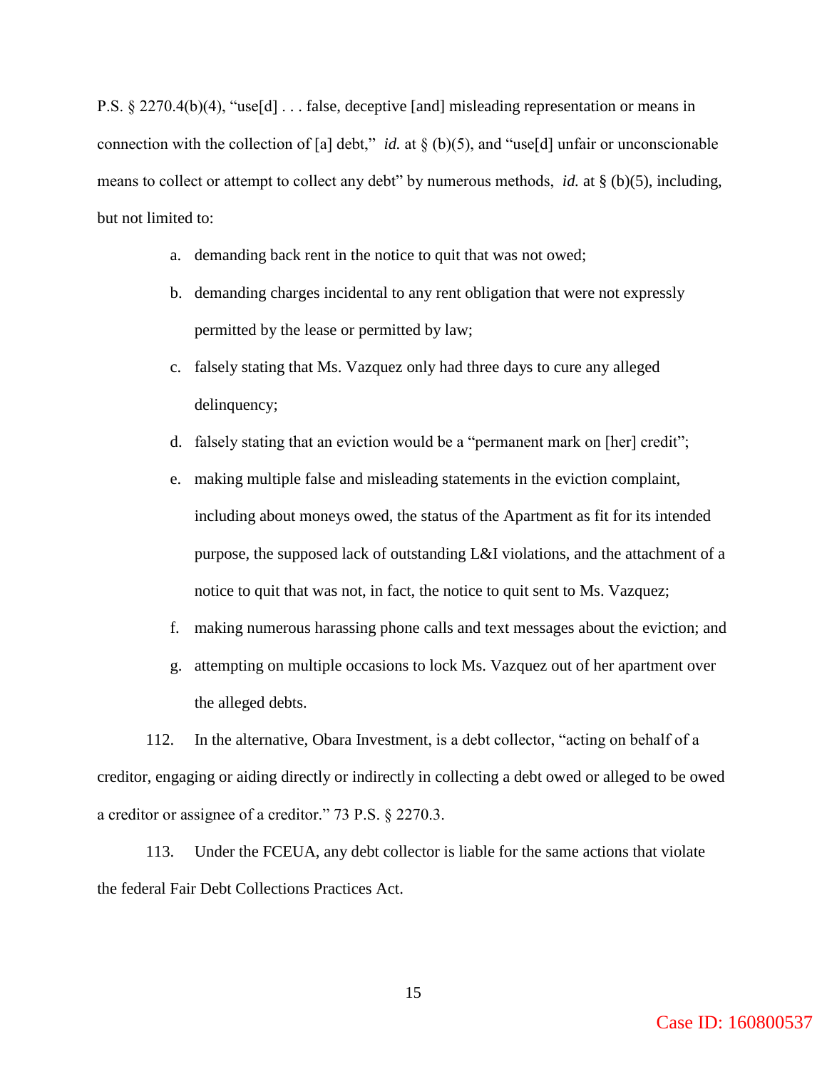P.S. § 2270.4(b)(4), "use[d] . . . false, deceptive [and] misleading representation or means in connection with the collection of [a] debt," *id.* at § (b)(5), and "use[d] unfair or unconscionable means to collect or attempt to collect any debt" by numerous methods, *id.* at § (b)(5), including, but not limited to:

a. demanding back rent in the notice to quit that was not owed;

b. demanding charges incidental to any rent obligation that were not expressly permitted by the lease or permitted by law;

c. falsely stating that Ms. Vazquez only had three days to cure any alleged delinquency;

d. falsely stating that an eviction would be a "permanent mark on [her] credit";

e. making multiple false and misleading statements in the eviction complaint, including about moneys owed, the status of the Apartment as fit for its intended purpose, the supposed lack of outstanding L&I violations, and the attachment of a notice to quit that was not, in fact, the notice to quit sent to Ms. Vazquez;

f. making numerous harassing phone calls and text messages about the eviction; and

g. attempting on multiple occasions to lock Ms. Vazquez out of her apartment over the alleged debts.

112. In the alternative, Obara Investment, is a debt collector, "acting on behalf of a creditor, engaging or aiding directly or indirectly in collecting a debt owed or alleged to be owed a creditor or assignee of a creditor." 73 P.S. § 2270.3.

113. Under the FCEUA, any debt collector is liable for the same actions that violate the federal Fair Debt Collections Practices Act.

Case ID: 160800537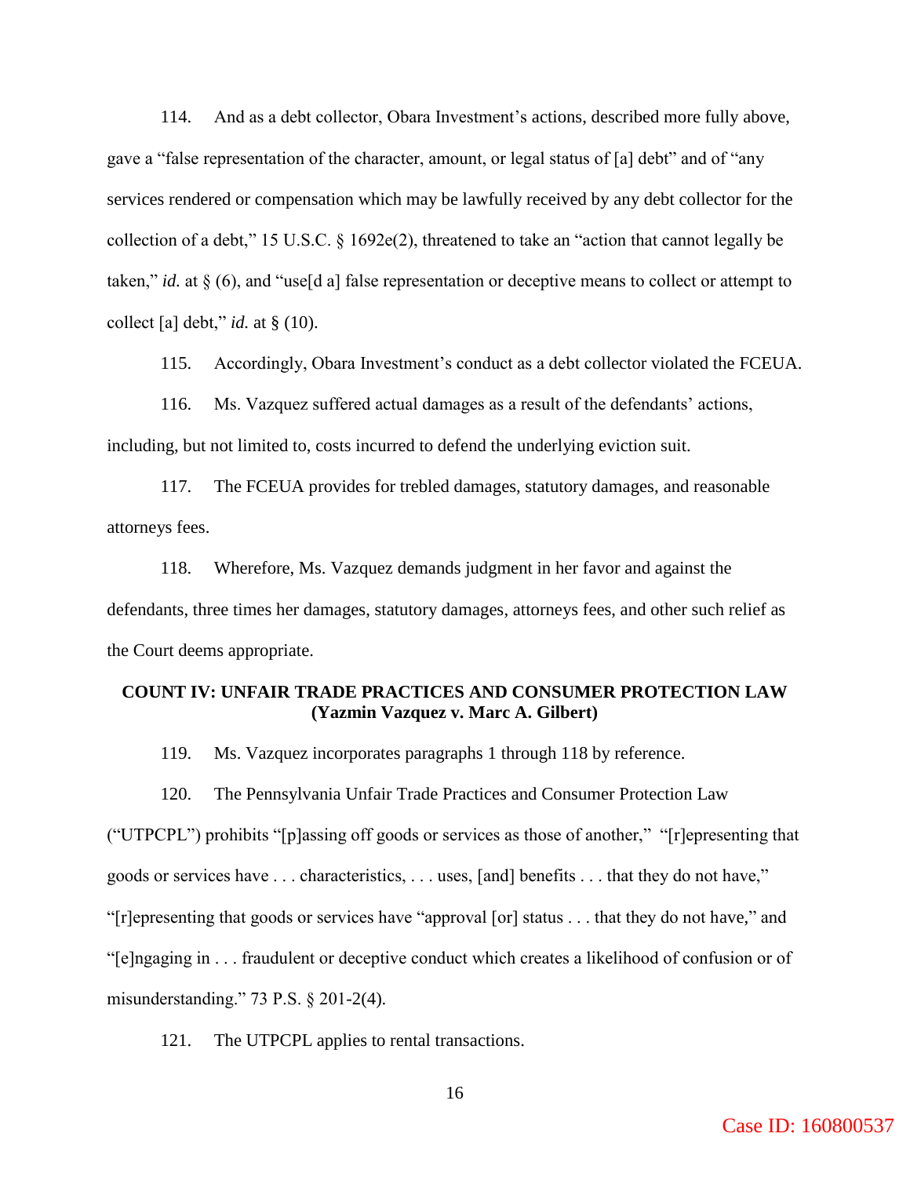114. And as a debt collector, Obara Investment's actions, described more fully above, gave a "false representation of the character, amount, or legal status of [a] debt" and of "any services rendered or compensation which may be lawfully received by any debt collector for the collection of a debt," 15 U.S.C. § 1692e(2), threatened to take an "action that cannot legally be taken," *id.* at § (6), and "use[d a] false representation or deceptive means to collect or attempt to collect [a] debt," *id.* at § (10).

115. Accordingly, Obara Investment's conduct as a debt collector violated the FCEUA.

116. Ms. Vazquez suffered actual damages as a result of the defendants' actions, including, but not limited to, costs incurred to defend the underlying eviction suit.

117. The FCEUA provides for trebled damages, statutory damages, and reasonable attorneys fees.

118. Wherefore, Ms. Vazquez demands judgment in her favor and against the defendants, three times her damages, statutory damages, attorneys fees, and other such relief as the Court deems appropriate.

**COUNT IV: UNFAIR TRADE PRACTICES AND CONSUMER PROTECTION LAW**
**(Yazmin Vazquez v. Marc A. Gilbert)**

119. Ms. Vazquez incorporates paragraphs 1 through 118 by reference.

120. The Pennsylvania Unfair Trade Practices and Consumer Protection Law ("UTPCPL") prohibits "[p]assing off goods or services as those of another," "[r]epresenting that goods or services have . . . characteristics, . . . uses, [and] benefits . . . that they do not have," "[r]epresenting that goods or services have "approval [or] status . . . that they do not have," and "[e]ngaging in . . . fraudulent or deceptive conduct which creates a likelihood of confusion or of misunderstanding." 73 P.S. § 201-2(4).

121. The UTPCPL applies to rental transactions.

Case ID: 160800537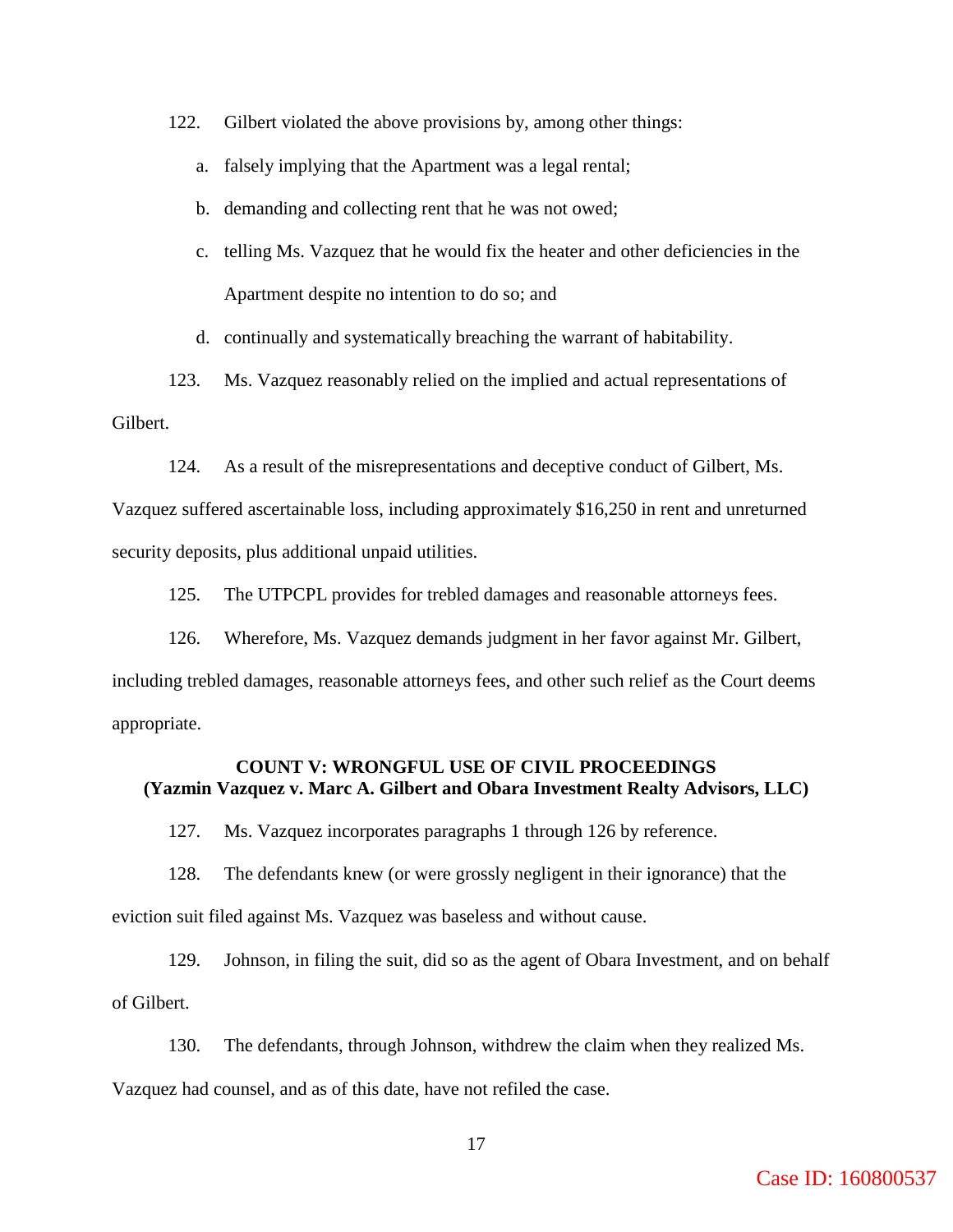122. Gilbert violated the above provisions by, among other things:

   a. falsely implying that the Apartment was a legal rental;

   b. demanding and collecting rent that he was not owed;

   c. telling Ms. Vazquez that he would fix the heater and other deficiencies in the Apartment despite no intention to do so; and

   d. continually and systematically breaching the warrant of habitability.

123. Ms. Vazquez reasonably relied on the implied and actual representations of Gilbert.

124. As a result of the misrepresentations and deceptive conduct of Gilbert, Ms. Vazquez suffered ascertainable loss, including approximately $16,250 in rent and unreturned security deposits, plus additional unpaid utilities.

125. The UTPCPL provides for trebled damages and reasonable attorneys fees.

126. Wherefore, Ms. Vazquez demands judgment in her favor against Mr. Gilbert, including trebled damages, reasonable attorneys fees, and other such relief as the Court deems appropriate.

**COUNT V: WRONGFUL USE OF CIVIL PROCEEDINGS**
**(Yazmin Vazquez v. Marc A. Gilbert and Obara Investment Realty Advisors, LLC)**

127. Ms. Vazquez incorporates paragraphs 1 through 126 by reference.

128. The defendants knew (or were grossly negligent in their ignorance) that the eviction suit filed against Ms. Vazquez was baseless and without cause.

129. Johnson, in filing the suit, did so as the agent of Obara Investment, and on behalf of Gilbert.

130. The defendants, through Johnson, withdrew the claim when they realized Ms. Vazquez had counsel, and as of this date, have not refiled the case.

Case ID: 160800537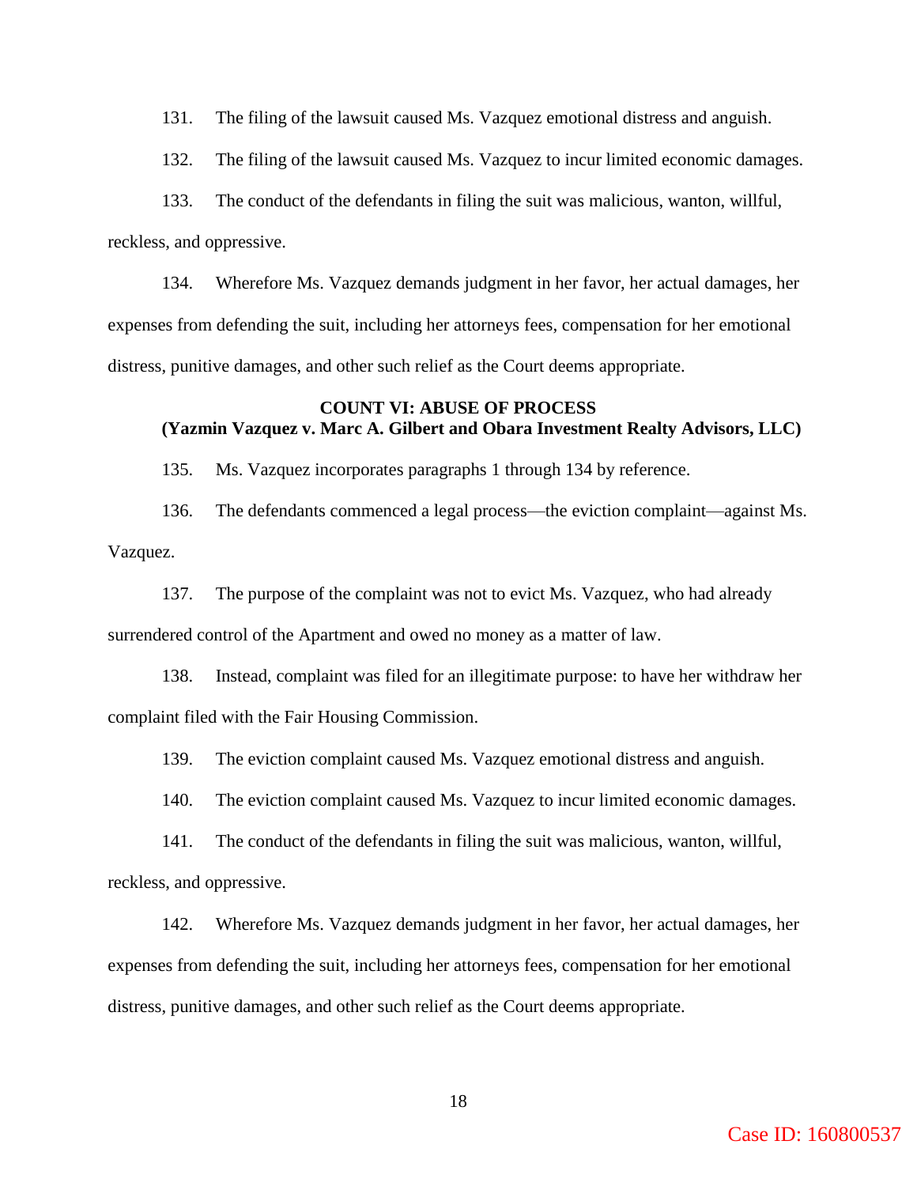131. The filing of the lawsuit caused Ms. Vazquez emotional distress and anguish.

132. The filing of the lawsuit caused Ms. Vazquez to incur limited economic damages.

133. The conduct of the defendants in filing the suit was malicious, wanton, willful, reckless, and oppressive.

134. Wherefore Ms. Vazquez demands judgment in her favor, her actual damages, her expenses from defending the suit, including her attorneys fees, compensation for her emotional distress, punitive damages, and other such relief as the Court deems appropriate.

**COUNT VI: ABUSE OF PROCESS**
**(Yazmin Vazquez v. Marc A. Gilbert and Obara Investment Realty Advisors, LLC)**

135. Ms. Vazquez incorporates paragraphs 1 through 134 by reference.

136. The defendants commenced a legal process—the eviction complaint—against Ms. Vazquez.

137. The purpose of the complaint was not to evict Ms. Vazquez, who had already surrendered control of the Apartment and owed no money as a matter of law.

138. Instead, complaint was filed for an illegitimate purpose: to have her withdraw her complaint filed with the Fair Housing Commission.

139. The eviction complaint caused Ms. Vazquez emotional distress and anguish.

140. The eviction complaint caused Ms. Vazquez to incur limited economic damages.

141. The conduct of the defendants in filing the suit was malicious, wanton, willful, reckless, and oppressive.

142. Wherefore Ms. Vazquez demands judgment in her favor, her actual damages, her expenses from defending the suit, including her attorneys fees, compensation for her emotional distress, punitive damages, and other such relief as the Court deems appropriate.

Case ID: 160800537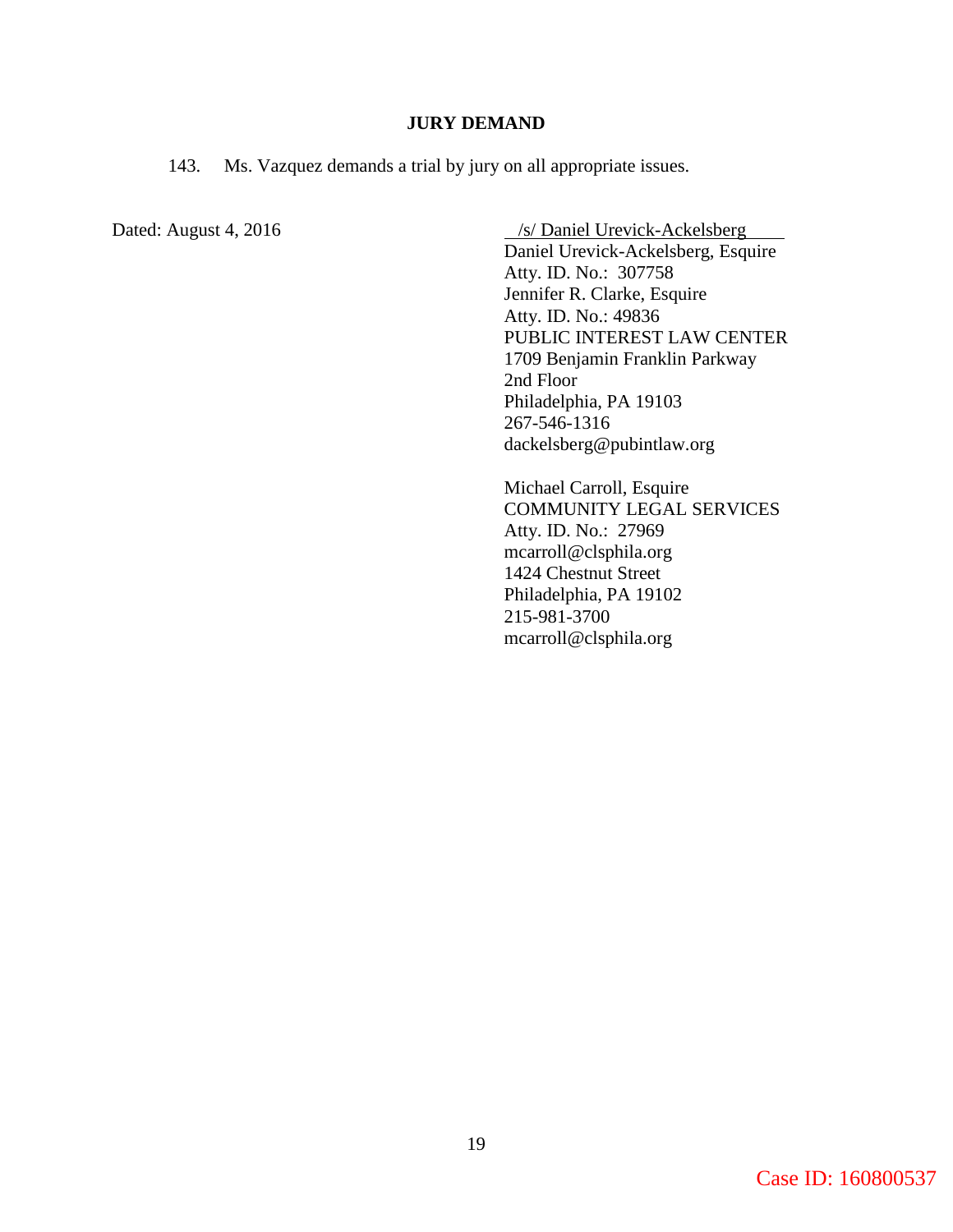## JURY DEMAND

143. Ms. Vazquez demands a trial by jury on all appropriate issues.

Dated: August 4, 2016

/s/ Daniel Urevick-Ackelsberg
Daniel Urevick-Ackelsberg, Esquire
Atty. ID. No.: 307758
Jennifer R. Clarke, Esquire
Atty. ID. No.: 49836
PUBLIC INTEREST LAW CENTER
1709 Benjamin Franklin Parkway
2nd Floor
Philadelphia, PA 19103
267-546-1316
dackelsberg@pubintlaw.org

Michael Carroll, Esquire
COMMUNITY LEGAL SERVICES
Atty. ID. No.: 27969
mcarroll@clsphila.org
1424 Chestnut Street
Philadelphia, PA 19102
215-981-3700
mcarroll@clsphila.org

Case ID: 160800537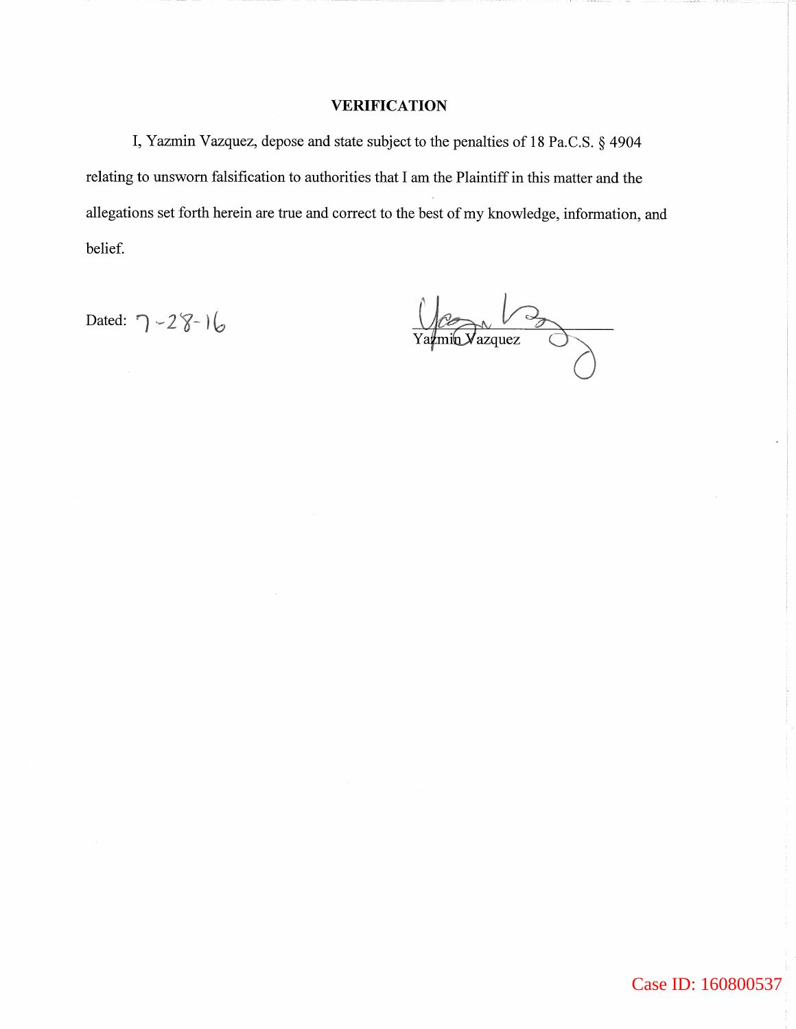**VERIFICATION**

I, Yazmin Vazquez, depose and state subject to the penalties of 18 Pa.C.S. § 4904 relating to unsworn falsification to authorities that I am the Plaintiff in this matter and the allegations set forth herein are true and correct to the best of my knowledge, information, and belief.

Dated: 7-28-16

Yazmin Vazquez

Case ID: 160800537